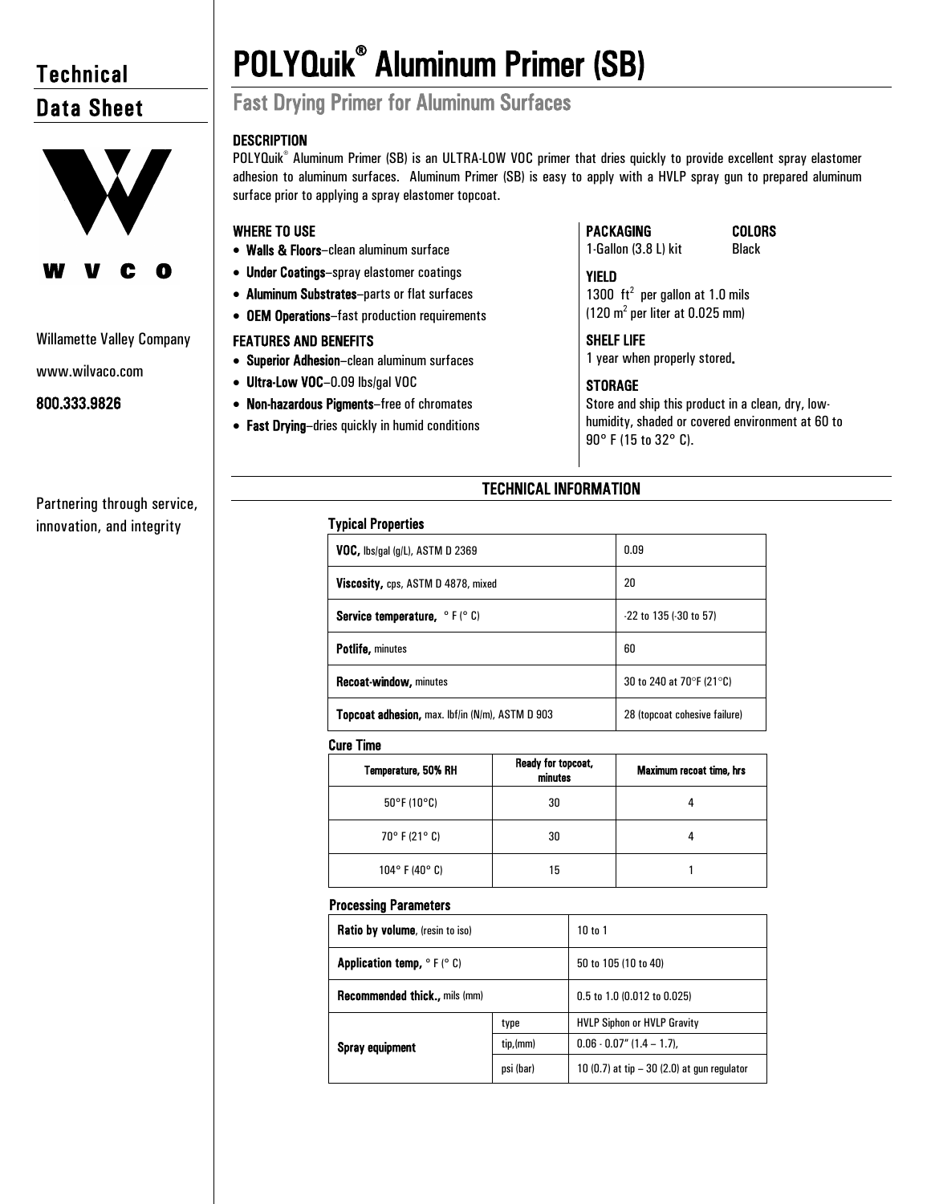# Technical Data Sheet

Willamette Valley Company

www.wilvaco.com

**800.333.9826**

Partnering through service, innovation, and integrity

# POLYQuik® Aluminum Primer (SB)

## Fast Drying Primer for Aluminum Surfaces

### DESCRIPTION

POLYQuik® Aluminum Primer (SB) is an ULTRA-LOW VOC primer that dries quickly to provide excellent spray elastomer adhesion to aluminum surfaces. Aluminum Primer (SB) is easy to apply with a HVLP spray gun to prepared aluminum surface prior to applying a spray elastomer topcoat.

### WHERE TO USE

- **Walls & Floors**–clean aluminum surface
- **Under Coatings**–spray elastomer coatings
- **Aluminum Substrates**–parts or flat surfaces
- **OEM Operations**–fast production requirements

### FEATURES AND BENEFITS

- **Superior Adhesion**–clean aluminum surfaces
- **Ultra-Low VOC**–0.09 lbs/gal VOC
- **Non-hazardous Pigments**–free of chromates
- **Fast Drying**–dries quickly in humid conditions

### PACKAGING

1-Gallon (3.8 L) kit

### COLORS

Black

### YIELD

1300 ft$^2$ per gallon at 1.0 mils
(120 m$^2$ per liter at 0.025 mm)

### SHELF LIFE

1 year when properly stored.

### STORAGE

Store and ship this product in a clean, dry, low-humidity, shaded or covered environment at 60 to 90° F (15 to 32° C).

## TECHNICAL INFORMATION

### Typical Properties

| Property | Value |
|---|---|
| **VOC,** lbs/gal (g/L), ASTM D 2369 | 0.09 |
| **Viscosity,** cps, ASTM D 4878, mixed | 20 |
| **Service temperature,** ° F (° C) | -22 to 135 (-30 to 57) |
| **Potlife,** minutes | 60 |
| **Recoat-window,** minutes | 30 to 240 at 70°F (21°C) |
| **Topcoat adhesion,** max. lbf/in (N/m), ASTM D 903 | 28 (topcoat cohesive failure) |

### Cure Time

| Temperature, 50% RH | Ready for topcoat, minutes | Maximum recoat time, hrs |
|---|---|---|
| 50°F (10°C) | 30 | 4 |
| 70° F (21° C) | 30 | 4 |
| 104° F (40° C) | 15 | 1 |

### Processing Parameters

| Parameter | | Value |
|---|---|---|
| **Ratio by volume**, (resin to iso) | | 10 to 1 |
| **Application temp,** ° F (° C) | | 50 to 105 (10 to 40) |
| **Recommended thick.,** mils (mm) | | 0.5 to 1.0 (0.012 to 0.025) |
| **Spray equipment** | type | HVLP Siphon or HVLP Gravity |
| | tip,(mm) | 0.06 - 0.07" (1.4 – 1.7), |
| | psi (bar) | 10 (0.7) at tip – 30 (2.0) at gun regulator |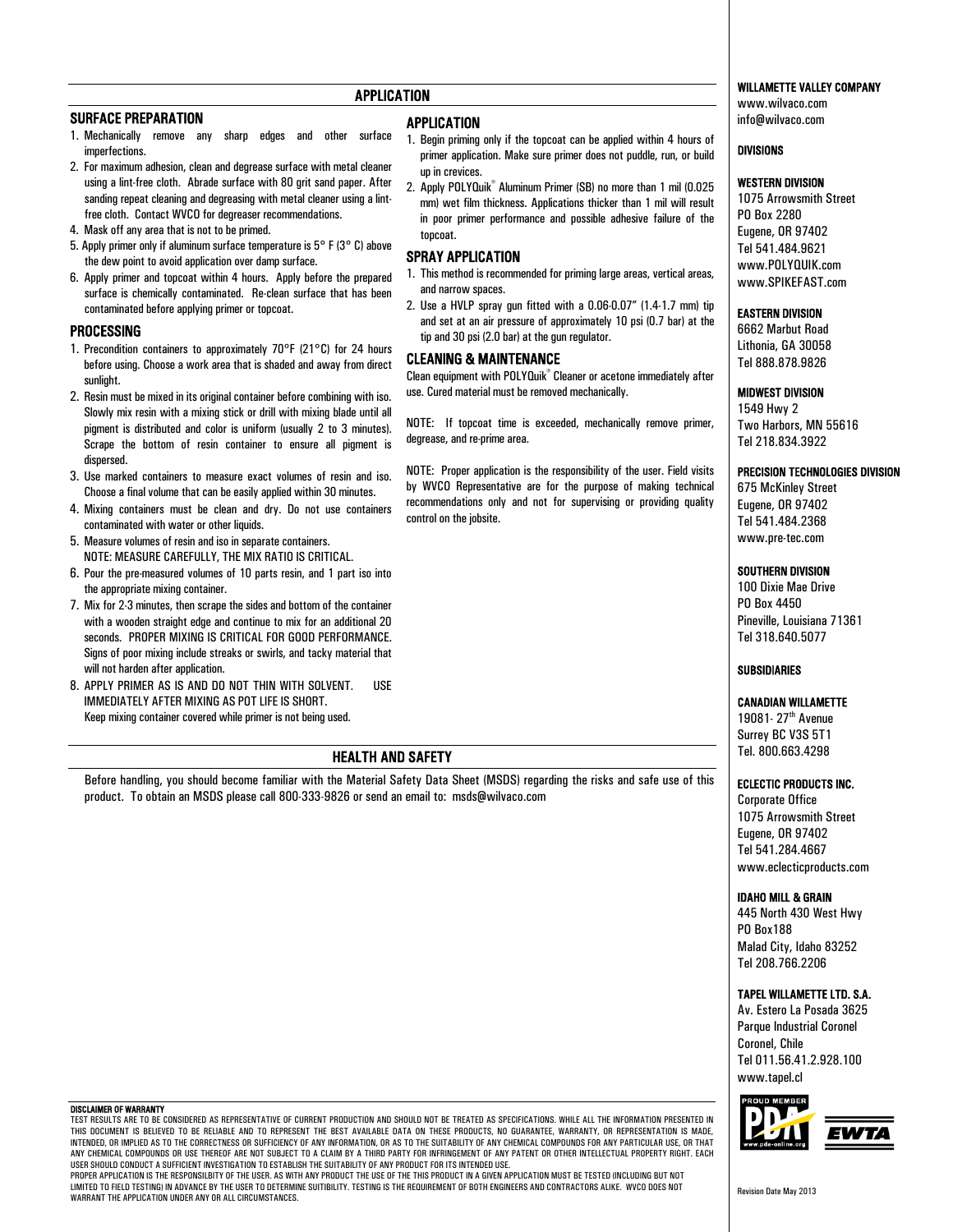## APPLICATION

### SURFACE PREPARATION

1. Mechanically remove any sharp edges and other surface imperfections.
2. For maximum adhesion, clean and degrease surface with metal cleaner using a lint-free cloth. Abrade surface with 80 grit sand paper. After sanding repeat cleaning and degreasing with metal cleaner using a lint-free cloth. Contact WVCO for degreaser recommendations.
4. Mask off any area that is not to be primed.
5. Apply primer only if aluminum surface temperature is 5° F (3° C) above the dew point to avoid application over damp surface.
6. Apply primer and topcoat within 4 hours. Apply before the prepared surface is chemically contaminated. Re-clean surface that has been contaminated before applying primer or topcoat.

### PROCESSING

1. Precondition containers to approximately 70°F (21°C) for 24 hours before using. Choose a work area that is shaded and away from direct sunlight.
2. Resin must be mixed in its original container before combining with iso. Slowly mix resin with a mixing stick or drill with mixing blade until all pigment is distributed and color is uniform (usually 2 to 3 minutes). Scrape the bottom of resin container to ensure all pigment is dispersed.
3. Use marked containers to measure exact volumes of resin and iso. Choose a final volume that can be easily applied within 30 minutes.
4. Mixing containers must be clean and dry. Do not use containers contaminated with water or other liquids.
5. Measure volumes of resin and iso in separate containers.
   NOTE: MEASURE CAREFULLY, THE MIX RATIO IS CRITICAL.
6. Pour the pre-measured volumes of 10 parts resin, and 1 part iso into the appropriate mixing container.
7. Mix for 2-3 minutes, then scrape the sides and bottom of the container with a wooden straight edge and continue to mix for an additional 20 seconds. PROPER MIXING IS CRITICAL FOR GOOD PERFORMANCE. Signs of poor mixing include streaks or swirls, and tacky material that will not harden after application.
8. APPLY PRIMER AS IS AND DO NOT THIN WITH SOLVENT. USE IMMEDIATELY AFTER MIXING AS POT LIFE IS SHORT.
   Keep mixing container covered while primer is not being used.

### APPLICATION

1. Begin priming only if the topcoat can be applied within 4 hours of primer application. Make sure primer does not puddle, run, or build up in crevices.
2. Apply POLYQuik® Aluminum Primer (SB) no more than 1 mil (0.025 mm) wet film thickness. Applications thicker than 1 mil will result in poor primer performance and possible adhesive failure of the topcoat.

### SPRAY APPLICATION

1. This method is recommended for priming large areas, vertical areas, and narrow spaces.
2. Use a HVLP spray gun fitted with a 0.06-0.07" (1.4-1.7 mm) tip and set at an air pressure of approximately 10 psi (0.7 bar) at the tip and 30 psi (2.0 bar) at the gun regulator.

### CLEANING & MAINTENANCE

Clean equipment with POLYQuik® Cleaner or acetone immediately after use. Cured material must be removed mechanically.

NOTE: If topcoat time is exceeded, mechanically remove primer, degrease, and re-prime area.

NOTE: Proper application is the responsibility of the user. Field visits by WVCO Representative are for the purpose of making technical recommendations only and not for supervising or providing quality control on the jobsite.

## HEALTH AND SAFETY

Before handling, you should become familiar with the Material Safety Data Sheet (MSDS) regarding the risks and safe use of this product. To obtain an MSDS please call 800-333-9826 or send an email to: msds@wilvaco.com

**DISCLAIMER OF WARRANTY**

TEST RESULTS ARE TO BE CONSIDERED AS REPRESENTATIVE OF CURRENT PRODUCTION AND SHOULD NOT BE TREATED AS SPECIFICATIONS. WHILE ALL THE INFORMATION PRESENTED IN THIS DOCUMENT IS BELIEVED TO BE RELIABLE AND TO REPRESENT THE BEST AVAILABLE DATA ON THESE PRODUCTS, NO GUARANTEE, WARRANTY, OR REPRESENTATION IS MADE, INTENDED, OR IMPLIED AS TO THE CORRECTNESS OR SUFFICIENCY OF ANY INFORMATION, OR AS TO THE SUITABILITY OF ANY CHEMICAL COMPOUNDS FOR ANY PARTICULAR USE, OR THAT ANY CHEMICAL COMPOUNDS OR USE THEREOF ARE NOT SUBJECT TO A CLAIM BY A THIRD PARTY FOR INFRINGEMENT OF ANY PATENT OR OTHER INTELLECTUAL PROPERTY RIGHT. EACH USER SHOULD CONDUCT A SUFFICIENT INVESTIGATION TO ESTABLISH THE SUITABILITY OF ANY PRODUCT FOR ITS INTENDED USE.
PROPER APPLICATION IS THE RESPONSILBITY OF THE USER. AS WITH ANY PRODUCT THE USE OF THE THIS PRODUCT IN A GIVEN APPLICATION MUST BE TESTED (INCLUDING BUT NOT LIMITED TO FIELD TESTING) IN ADVANCE BY THE USER TO DETERMINE SUITIBILITY. TESTING IS THE REQUIREMENT OF BOTH ENGINEERS AND CONTRACTORS ALIKE. WVCO DOES NOT WARRANT THE APPLICATION UNDER ANY OR ALL CIRCUMSTANCES.

**WILLAMETTE VALLEY COMPANY**
www.wilvaco.com
info@wilvaco.com

**DIVISIONS**

**WESTERN DIVISION**
1075 Arrowsmith Street
PO Box 2280
Eugene, OR 97402
Tel 541.484.9621
www.POLYQUIK.com
www.SPIKEFAST.com

**EASTERN DIVISION**
6662 Marbut Road
Lithonia, GA 30058
Tel 888.878.9826

**MIDWEST DIVISION**
1549 Hwy 2
Two Harbors, MN 55616
Tel 218.834.3922

**PRECISION TECHNOLOGIES DIVISION**
675 McKinley Street
Eugene, OR 97402
Tel 541.484.2368
www.pre-tec.com

**SOUTHERN DIVISION**
100 Dixie Mae Drive
PO Box 4450
Pineville, Louisiana 71361
Tel 318.640.5077

**SUBSIDIARIES**

**CANADIAN WILLAMETTE**
19081- 27th Avenue
Surrey BC V3S 5T1
Tel. 800.663.4298

**ECLECTIC PRODUCTS INC.**
Corporate Office
1075 Arrowsmith Street
Eugene, OR 97402
Tel 541.284.4667
www.eclecticproducts.com

**IDAHO MILL & GRAIN**
445 North 430 West Hwy
PO Box188
Malad City, Idaho 83252
Tel 208.766.2206

**TAPEL WILLAMETTE LTD. S.A.**
Av. Estero La Posada 3625
Parque Industrial Coronel
Coronel, Chile
Tel 011.56.41.2.928.100
www.tapel.cl

PROUD MEMBER PDA www.pda-online.org EWTA

Revision Date May 2013